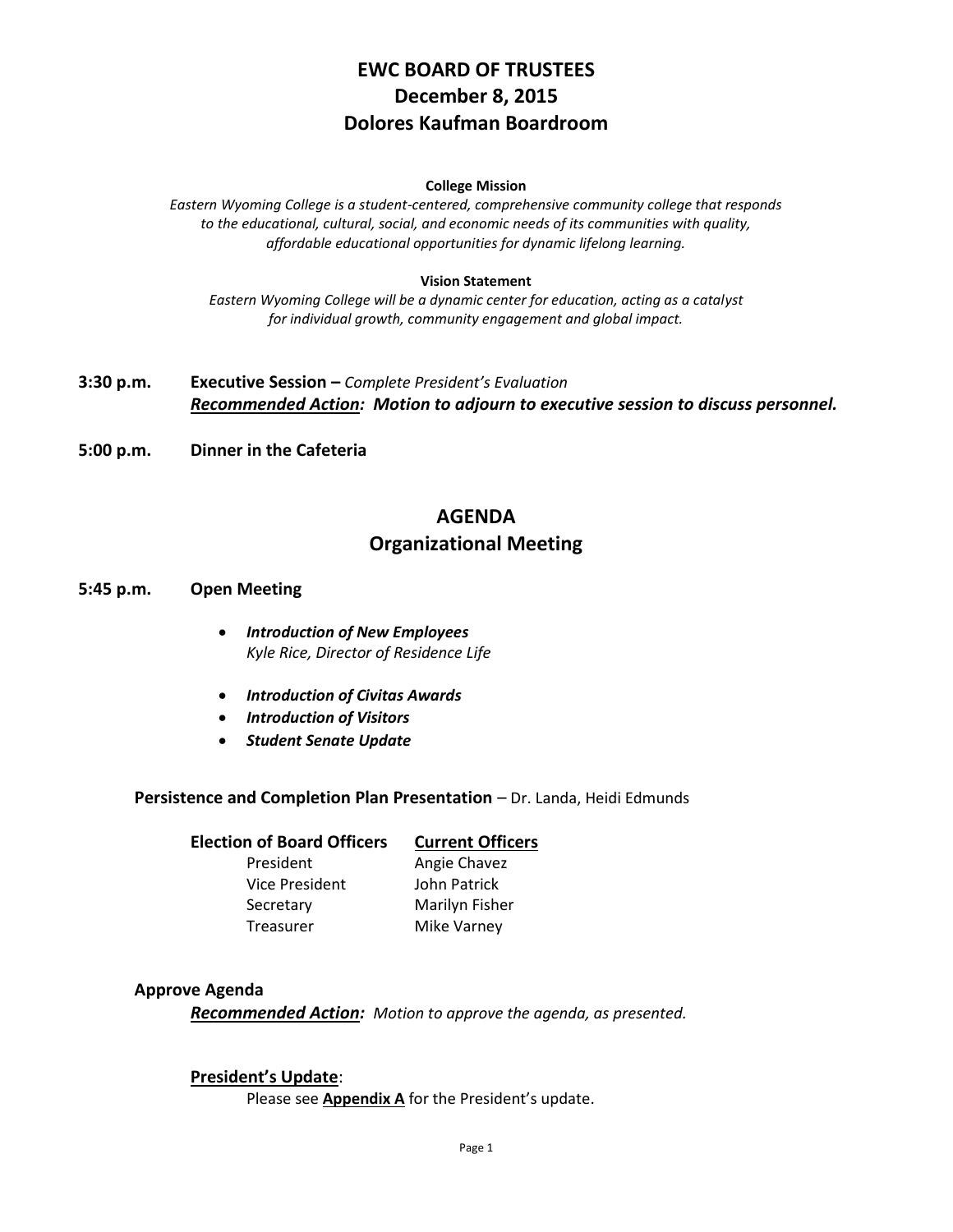# EWC BOARD OF TRUSTEES
# December 8, 2015
# Dolores Kaufman Boardroom

**College Mission**

*Eastern Wyoming College is a student-centered, comprehensive community college that responds to the educational, cultural, social, and economic needs of its communities with quality, affordable educational opportunities for dynamic lifelong learning.*

**Vision Statement**

*Eastern Wyoming College will be a dynamic center for education, acting as a catalyst for individual growth, community engagement and global impact.*

**3:30 p.m.** **Executive Session –** *Complete President's Evaluation*
***Recommended Action:* *Motion to adjourn to executive session to discuss personnel.***

**5:00 p.m.** **Dinner in the Cafeteria**

## AGENDA
## Organizational Meeting

**5:45 p.m.** **Open Meeting**

- ***Introduction of New Employees***
  *Kyle Rice, Director of Residence Life*
- ***Introduction of Civitas Awards***
- ***Introduction of Visitors***
- ***Student Senate Update***

**Persistence and Completion Plan Presentation** – Dr. Landa, Heidi Edmunds

| **Election of Board Officers** | **Current Officers** |
|---|---|
| President | Angie Chavez |
| Vice President | John Patrick |
| Secretary | Marilyn Fisher |
| Treasurer | Mike Varney |

**Approve Agenda**

***Recommended Action:*** *Motion to approve the agenda, as presented.*

**President's Update**:

Please see **Appendix A** for the President's update.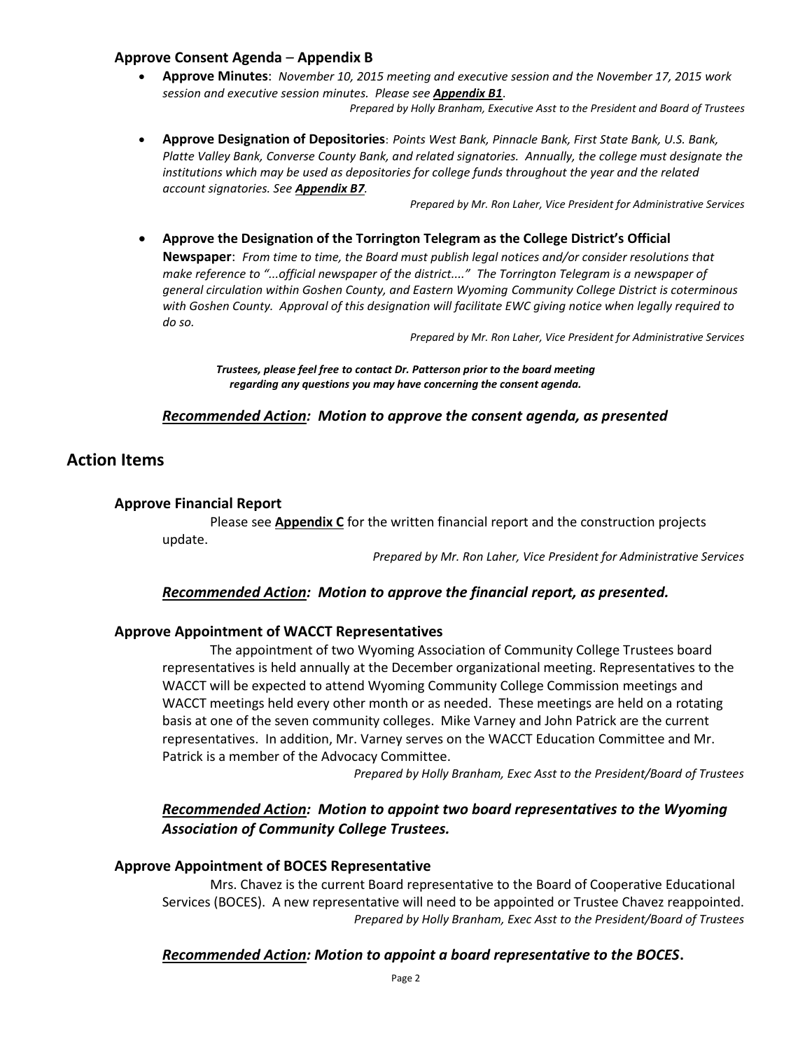### Approve Consent Agenda – Appendix B

- **Approve Minutes**: *November 10, 2015 meeting and executive session and the November 17, 2015 work session and executive session minutes. Please see **Appendix B1**.*

  *Prepared by Holly Branham, Executive Asst to the President and Board of Trustees*

- **Approve Designation of Depositories**: *Points West Bank, Pinnacle Bank, First State Bank, U.S. Bank, Platte Valley Bank, Converse County Bank, and related signatories. Annually, the college must designate the institutions which may be used as depositories for college funds throughout the year and the related account signatories. See **Appendix B7**.*

  *Prepared by Mr. Ron Laher, Vice President for Administrative Services*

- **Approve the Designation of the Torrington Telegram as the College District's Official Newspaper**: *From time to time, the Board must publish legal notices and/or consider resolutions that make reference to "...official newspaper of the district...." The Torrington Telegram is a newspaper of general circulation within Goshen County, and Eastern Wyoming Community College District is coterminous with Goshen County. Approval of this designation will facilitate EWC giving notice when legally required to do so.*

  *Prepared by Mr. Ron Laher, Vice President for Administrative Services*

***Trustees, please feel free to contact Dr. Patterson prior to the board meeting regarding any questions you may have concerning the consent agenda.***

***Recommended Action:* *Motion to approve the consent agenda, as presented***

## Action Items

### Approve Financial Report

Please see **Appendix C** for the written financial report and the construction projects update.

*Prepared by Mr. Ron Laher, Vice President for Administrative Services*

***Recommended Action:* *Motion to approve the financial report, as presented.***

### Approve Appointment of WACCT Representatives

The appointment of two Wyoming Association of Community College Trustees board representatives is held annually at the December organizational meeting. Representatives to the WACCT will be expected to attend Wyoming Community College Commission meetings and WACCT meetings held every other month or as needed. These meetings are held on a rotating basis at one of the seven community colleges. Mike Varney and John Patrick are the current representatives. In addition, Mr. Varney serves on the WACCT Education Committee and Mr. Patrick is a member of the Advocacy Committee.

*Prepared by Holly Branham, Exec Asst to the President/Board of Trustees*

***Recommended Action:* *Motion to appoint two board representatives to the Wyoming Association of Community College Trustees.***

### Approve Appointment of BOCES Representative

Mrs. Chavez is the current Board representative to the Board of Cooperative Educational Services (BOCES). A new representative will need to be appointed or Trustee Chavez reappointed.

*Prepared by Holly Branham, Exec Asst to the President/Board of Trustees*

***Recommended Action:* *Motion to appoint a board representative to the BOCES.***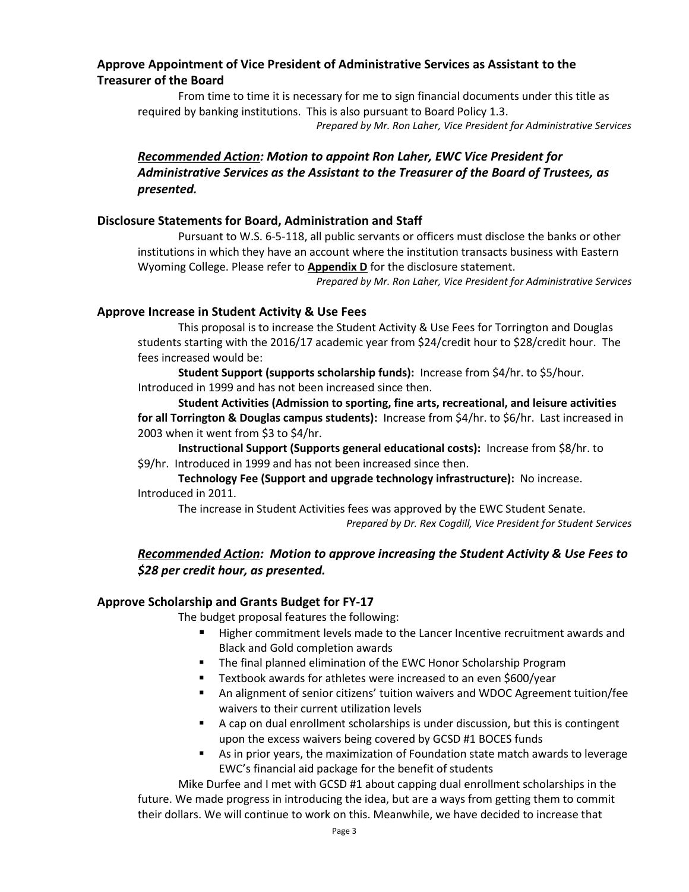### Approve Appointment of Vice President of Administrative Services as Assistant to the Treasurer of the Board

From time to time it is necessary for me to sign financial documents under this title as required by banking institutions. This is also pursuant to Board Policy 1.3.

*Prepared by Mr. Ron Laher, Vice President for Administrative Services*

***<u>Recommended Action</u>: Motion to appoint Ron Laher, EWC Vice President for Administrative Services as the Assistant to the Treasurer of the Board of Trustees, as presented.***

### Disclosure Statements for Board, Administration and Staff

Pursuant to W.S. 6-5-118, all public servants or officers must disclose the banks or other institutions in which they have an account where the institution transacts business with Eastern Wyoming College. Please refer to **<u>Appendix D</u>** for the disclosure statement.

*Prepared by Mr. Ron Laher, Vice President for Administrative Services*

### Approve Increase in Student Activity & Use Fees

This proposal is to increase the Student Activity & Use Fees for Torrington and Douglas students starting with the 2016/17 academic year from $24/credit hour to $28/credit hour. The fees increased would be:

**Student Support (supports scholarship funds):** Increase from $4/hr. to $5/hour. Introduced in 1999 and has not been increased since then.

**Student Activities (Admission to sporting, fine arts, recreational, and leisure activities for all Torrington & Douglas campus students):** Increase from $4/hr. to $6/hr. Last increased in 2003 when it went from $3 to $4/hr.

**Instructional Support (Supports general educational costs):** Increase from $8/hr. to $9/hr. Introduced in 1999 and has not been increased since then.

**Technology Fee (Support and upgrade technology infrastructure):** No increase. Introduced in 2011.

The increase in Student Activities fees was approved by the EWC Student Senate.

*Prepared by Dr. Rex Cogdill, Vice President for Student Services*

***<u>Recommended Action</u>: Motion to approve increasing the Student Activity & Use Fees to $28 per credit hour, as presented.***

### Approve Scholarship and Grants Budget for FY-17

The budget proposal features the following:

- Higher commitment levels made to the Lancer Incentive recruitment awards and Black and Gold completion awards
- The final planned elimination of the EWC Honor Scholarship Program
- Textbook awards for athletes were increased to an even $600/year
- An alignment of senior citizens' tuition waivers and WDOC Agreement tuition/fee waivers to their current utilization levels
- A cap on dual enrollment scholarships is under discussion, but this is contingent upon the excess waivers being covered by GCSD #1 BOCES funds
- As in prior years, the maximization of Foundation state match awards to leverage EWC's financial aid package for the benefit of students

Mike Durfee and I met with GCSD #1 about capping dual enrollment scholarships in the future. We made progress in introducing the idea, but are a ways from getting them to commit their dollars. We will continue to work on this. Meanwhile, we have decided to increase that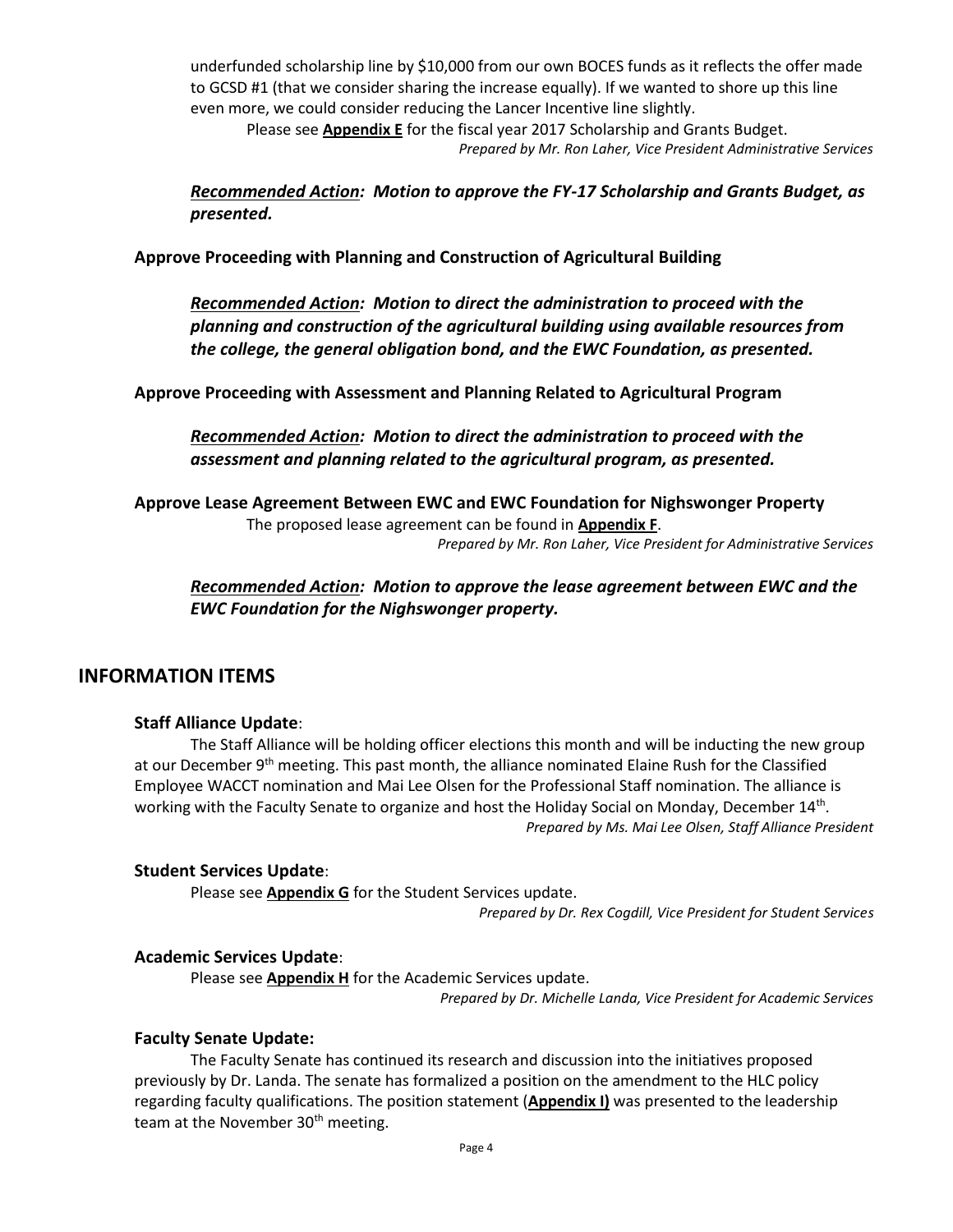underfunded scholarship line by $10,000 from our own BOCES funds as it reflects the offer made to GCSD #1 (that we consider sharing the increase equally). If we wanted to shore up this line even more, we could consider reducing the Lancer Incentive line slightly.

Please see **Appendix E** for the fiscal year 2017 Scholarship and Grants Budget.

*Prepared by Mr. Ron Laher, Vice President Administrative Services*

***Recommended Action: Motion to approve the FY-17 Scholarship and Grants Budget, as presented.***

**Approve Proceeding with Planning and Construction of Agricultural Building**

***Recommended Action: Motion to direct the administration to proceed with the planning and construction of the agricultural building using available resources from the college, the general obligation bond, and the EWC Foundation, as presented.***

**Approve Proceeding with Assessment and Planning Related to Agricultural Program**

***Recommended Action: Motion to direct the administration to proceed with the assessment and planning related to the agricultural program, as presented.***

**Approve Lease Agreement Between EWC and EWC Foundation for Nighswonger Property**

The proposed lease agreement can be found in **Appendix F**.

*Prepared by Mr. Ron Laher, Vice President for Administrative Services*

***Recommended Action: Motion to approve the lease agreement between EWC and the EWC Foundation for the Nighswonger property.***

## INFORMATION ITEMS

**Staff Alliance Update**:

The Staff Alliance will be holding officer elections this month and will be inducting the new group at our December 9th meeting. This past month, the alliance nominated Elaine Rush for the Classified Employee WACCT nomination and Mai Lee Olsen for the Professional Staff nomination. The alliance is working with the Faculty Senate to organize and host the Holiday Social on Monday, December 14th.

*Prepared by Ms. Mai Lee Olsen, Staff Alliance President*

**Student Services Update**:

Please see **Appendix G** for the Student Services update.

*Prepared by Dr. Rex Cogdill, Vice President for Student Services*

**Academic Services Update**:

Please see **Appendix H** for the Academic Services update.

*Prepared by Dr. Michelle Landa, Vice President for Academic Services*

**Faculty Senate Update:**

The Faculty Senate has continued its research and discussion into the initiatives proposed previously by Dr. Landa. The senate has formalized a position on the amendment to the HLC policy regarding faculty qualifications. The position statement (**Appendix I)** was presented to the leadership team at the November 30th meeting.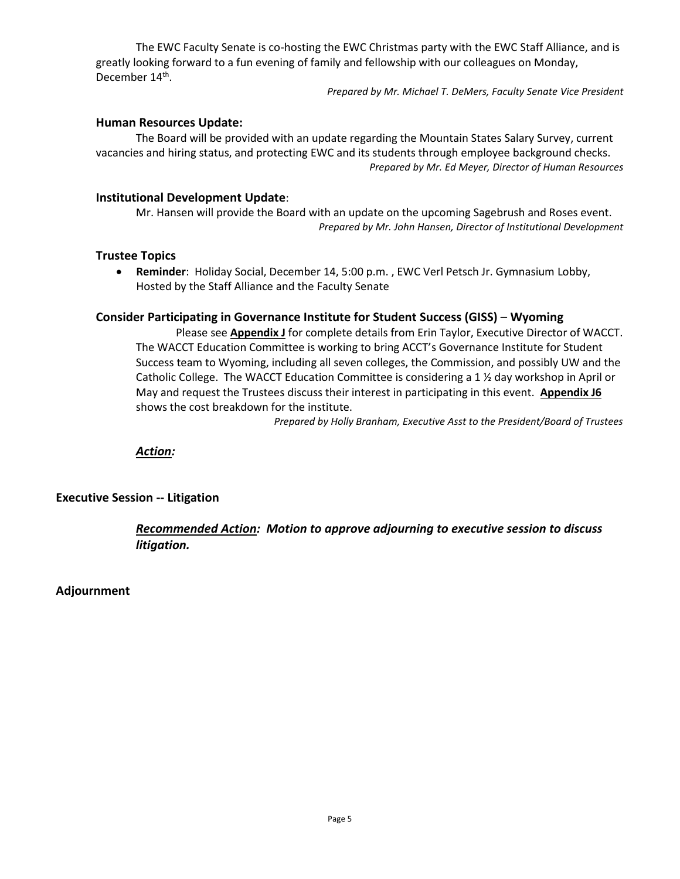The EWC Faculty Senate is co-hosting the EWC Christmas party with the EWC Staff Alliance, and is greatly looking forward to a fun evening of family and fellowship with our colleagues on Monday, December 14th.

*Prepared by Mr. Michael T. DeMers, Faculty Senate Vice President*

### Human Resources Update:

The Board will be provided with an update regarding the Mountain States Salary Survey, current vacancies and hiring status, and protecting EWC and its students through employee background checks.

*Prepared by Mr. Ed Meyer, Director of Human Resources*

### Institutional Development Update:

Mr. Hansen will provide the Board with an update on the upcoming Sagebrush and Roses event.

*Prepared by Mr. John Hansen, Director of Institutional Development*

### Trustee Topics

- **Reminder**: Holiday Social, December 14, 5:00 p.m. , EWC Verl Petsch Jr. Gymnasium Lobby, Hosted by the Staff Alliance and the Faculty Senate

### Consider Participating in Governance Institute for Student Success (GISS) – Wyoming

Please see **Appendix J** for complete details from Erin Taylor, Executive Director of WACCT. The WACCT Education Committee is working to bring ACCT's Governance Institute for Student Success team to Wyoming, including all seven colleges, the Commission, and possibly UW and the Catholic College. The WACCT Education Committee is considering a 1 ½ day workshop in April or May and request the Trustees discuss their interest in participating in this event. **Appendix J6** shows the cost breakdown for the institute.

*Prepared by Holly Branham, Executive Asst to the President/Board of Trustees*

***Action:***

## Executive Session -- Litigation

***Recommended Action: Motion to approve adjourning to executive session to discuss litigation.***

## Adjournment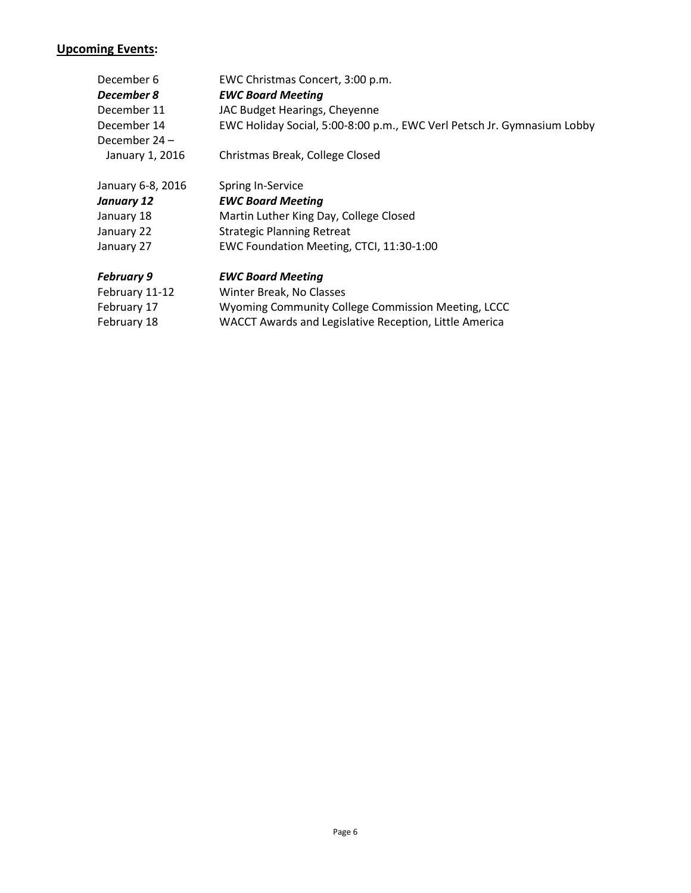**<u>Upcoming Events</u>:**

| | |
|---|---|
| December 6 | EWC Christmas Concert, 3:00 p.m. |
| ***December 8*** | ***EWC Board Meeting*** |
| December 11 | JAC Budget Hearings, Cheyenne |
| December 14 | EWC Holiday Social, 5:00-8:00 p.m., EWC Verl Petsch Jr. Gymnasium Lobby |
| December 24 – January 1, 2016 | Christmas Break, College Closed |
| | |
| January 6-8, 2016 | Spring In-Service |
| ***January 12*** | ***EWC Board Meeting*** |
| January 18 | Martin Luther King Day, College Closed |
| January 22 | Strategic Planning Retreat |
| January 27 | EWC Foundation Meeting, CTCI, 11:30-1:00 |
| | |
| ***February 9*** | ***EWC Board Meeting*** |
| February 11-12 | Winter Break, No Classes |
| February 17 | Wyoming Community College Commission Meeting, LCCC |
| February 18 | WACCT Awards and Legislative Reception, Little America |